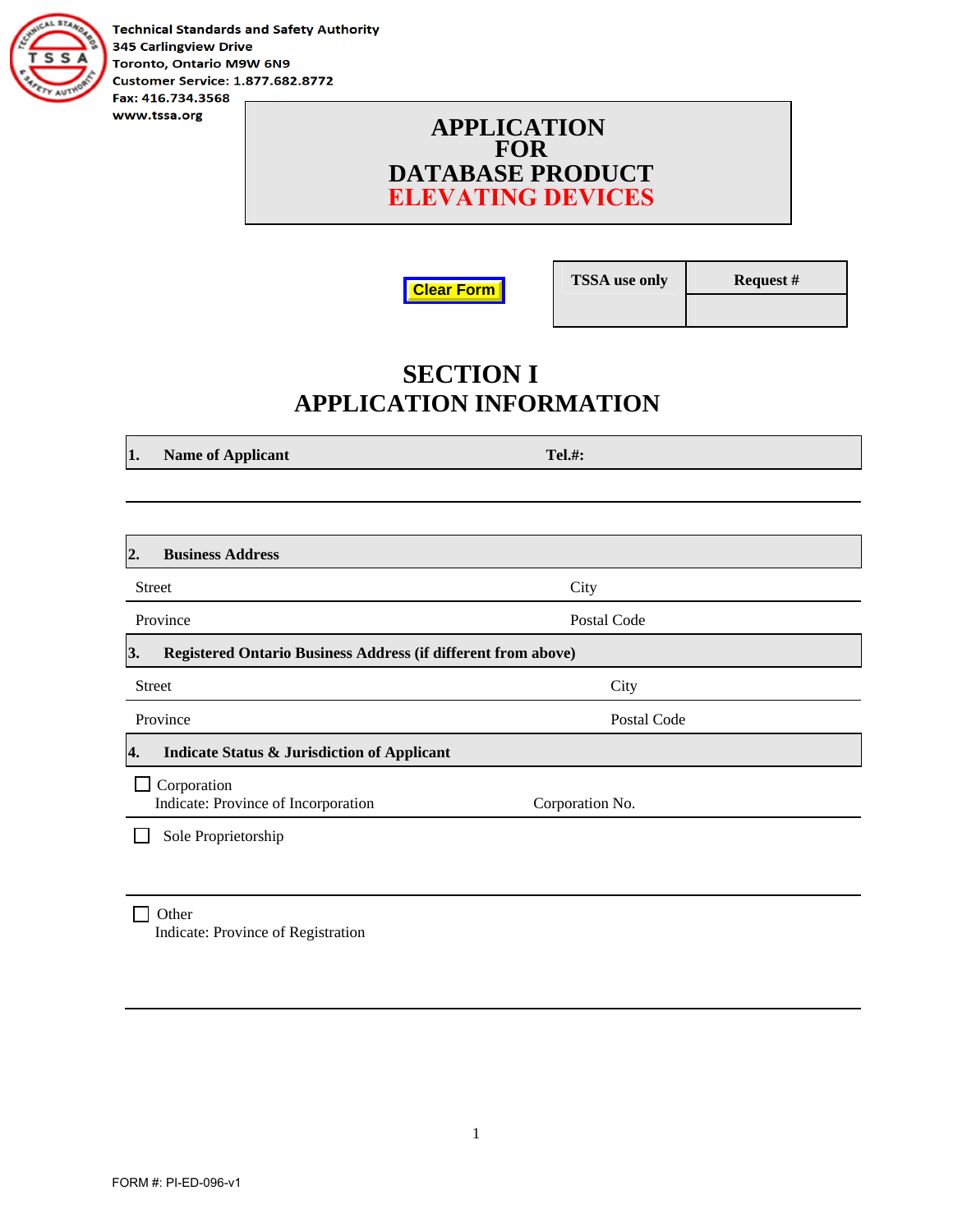Technical Standards and Safety Authority
345 Carlingview Drive
Toronto, Ontario M9W 6N9
Customer Service: 1.877.682.8772
Fax: 416.734.3568
www.tssa.org

# APPLICATION FOR DATABASE PRODUCT ELEVATING DEVICES

Clear Form

| TSSA use only | Request # |
|---|---|
| | |

## SECTION I
## APPLICATION INFORMATION

**1. Name of Applicant** **Tel.#:**

**2. Business Address**

Street City

Province Postal Code

**3. Registered Ontario Business Address (if different from above)**

Street City

Province Postal Code

**4. Indicate Status & Jurisdiction of Applicant**

☐ Corporation
Indicate: Province of Incorporation Corporation No.

☐ Sole Proprietorship

☐ Other
Indicate: Province of Registration

FORM #: PI-ED-096-v1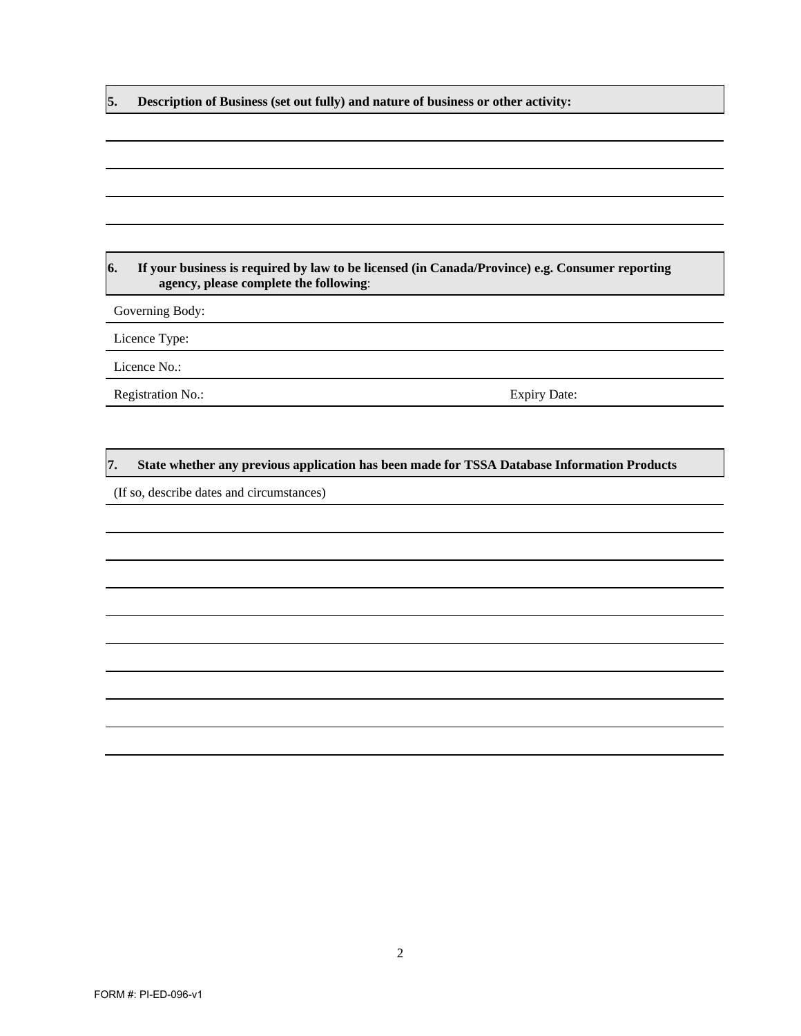**5. Description of Business (set out fully) and nature of business or other activity:**

**6. If your business is required by law to be licensed (in Canada/Province) e.g. Consumer reporting agency, please complete the following**:

Governing Body:

Licence Type:

Licence No.:

Registration No.: Expiry Date:

**7. State whether any previous application has been made for TSSA Database Information Products**

(If so, describe dates and circumstances)

FORM #: PI-ED-096-v1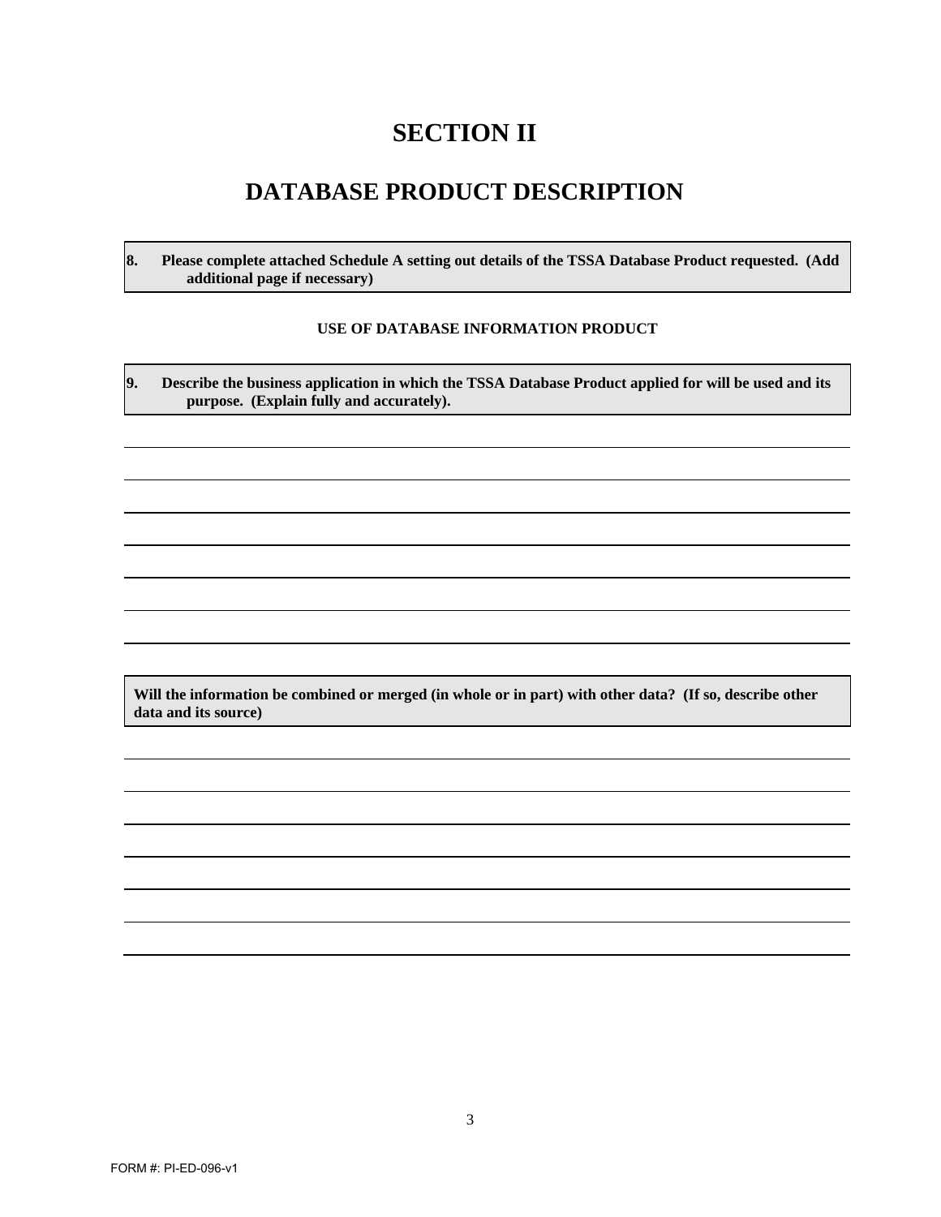# SECTION II

# DATABASE PRODUCT DESCRIPTION

**8. Please complete attached Schedule A setting out details of the TSSA Database Product requested. (Add additional page if necessary)**

### USE OF DATABASE INFORMATION PRODUCT

**9. Describe the business application in which the TSSA Database Product applied for will be used and its purpose. (Explain fully and accurately).**

**Will the information be combined or merged (in whole or in part) with other data? (If so, describe other data and its source)**

FORM #: PI-ED-096-v1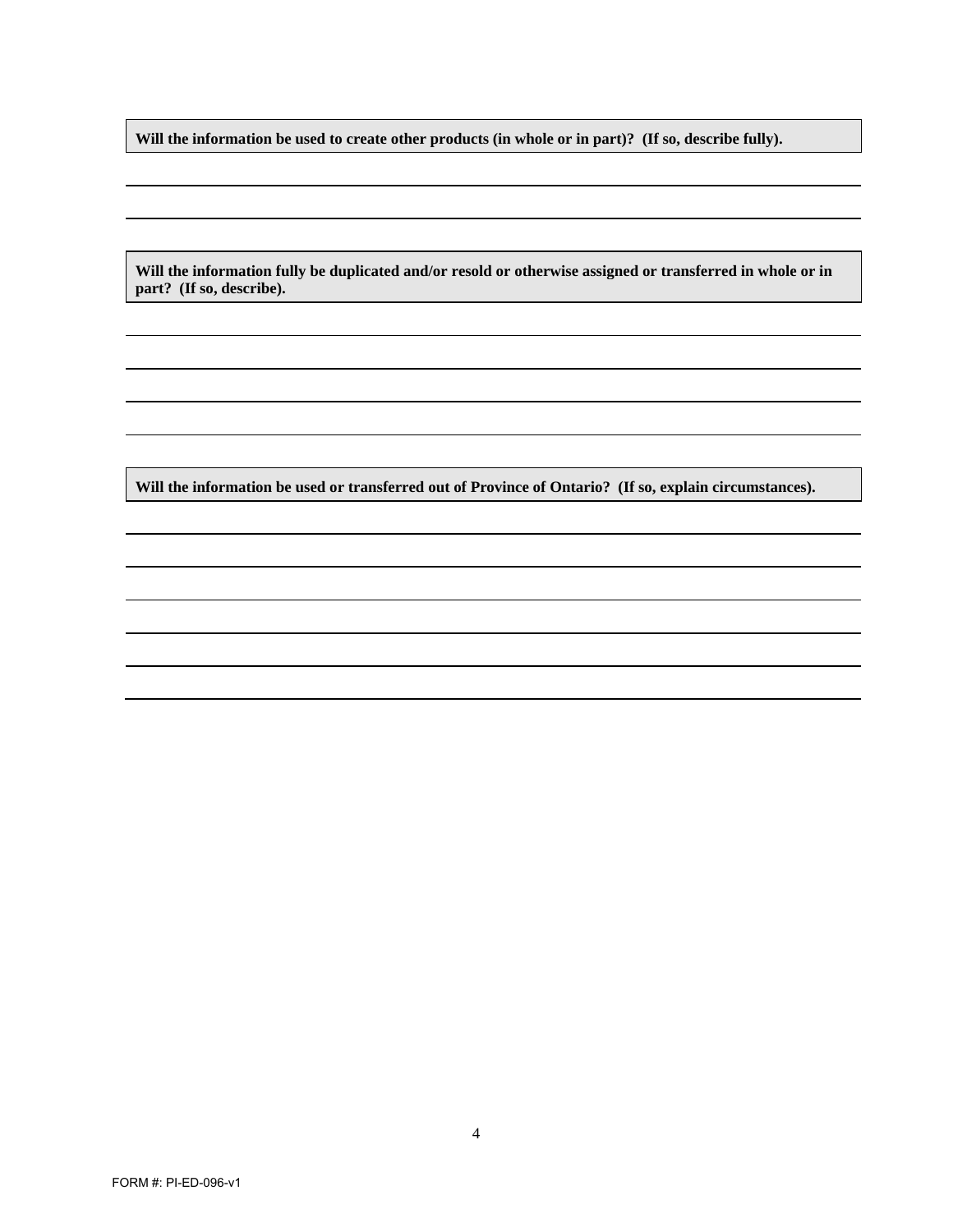**Will the information be used to create other products (in whole or in part)? (If so, describe fully).**

**Will the information fully be duplicated and/or resold or otherwise assigned or transferred in whole or in part? (If so, describe).**

**Will the information be used or transferred out of Province of Ontario? (If so, explain circumstances).**

FORM #: PI-ED-096-v1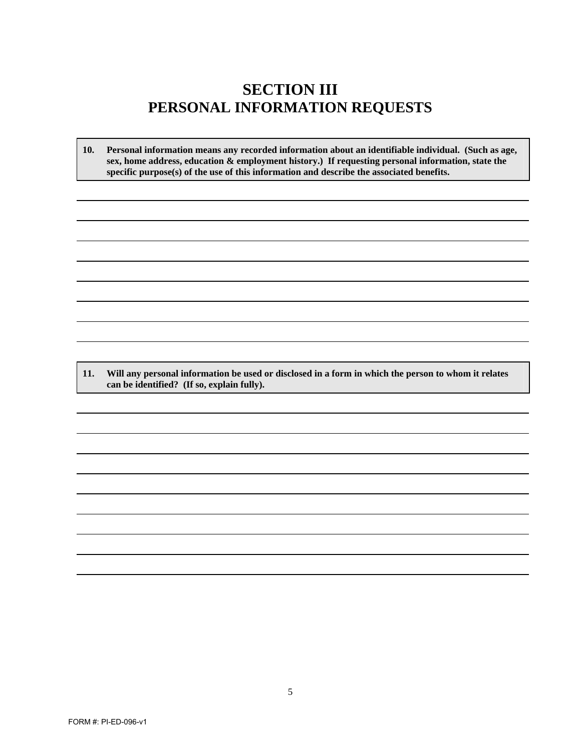# SECTION III
# PERSONAL INFORMATION REQUESTS

**10. Personal information means any recorded information about an identifiable individual. (Such as age, sex, home address, education & employment history.) If requesting personal information, state the specific purpose(s) of the use of this information and describe the associated benefits.**

**11. Will any personal information be used or disclosed in a form in which the person to whom it relates can be identified? (If so, explain fully).**

FORM #: PI-ED-096-v1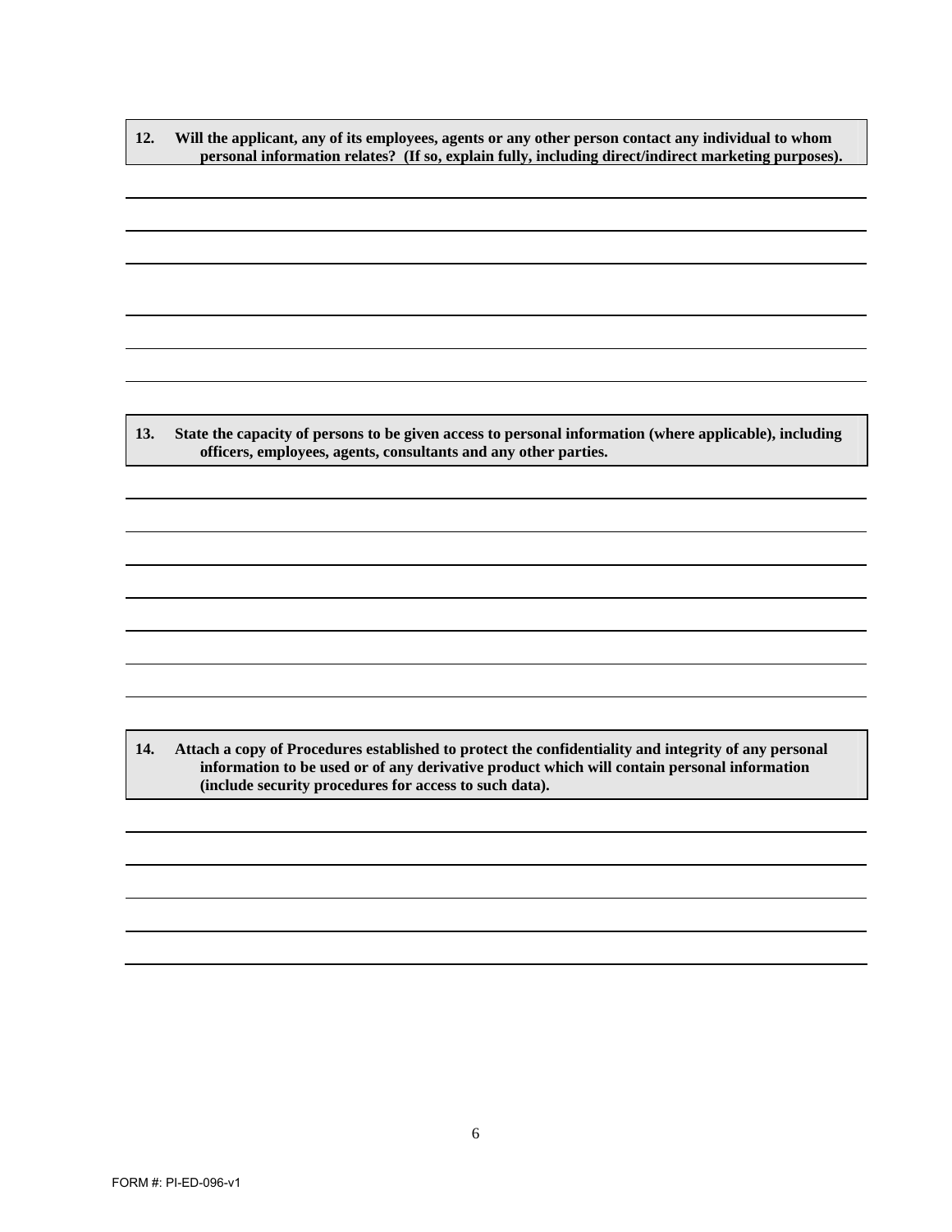**12. Will the applicant, any of its employees, agents or any other person contact any individual to whom personal information relates? (If so, explain fully, including direct/indirect marketing purposes).**

**13. State the capacity of persons to be given access to personal information (where applicable), including officers, employees, agents, consultants and any other parties.**

**14. Attach a copy of Procedures established to protect the confidentiality and integrity of any personal information to be used or of any derivative product which will contain personal information (include security procedures for access to such data).**

FORM #: PI-ED-096-v1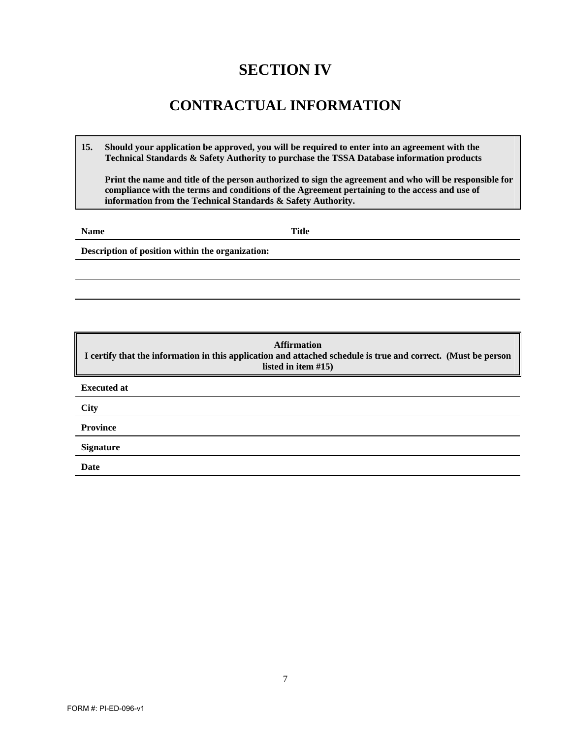# SECTION IV

# CONTRACTUAL INFORMATION

**15. Should your application be approved, you will be required to enter into an agreement with the Technical Standards & Safety Authority to purchase the TSSA Database information products**

**Print the name and title of the person authorized to sign the agreement and who will be responsible for compliance with the terms and conditions of the Agreement pertaining to the access and use of information from the Technical Standards & Safety Authority.**

**Name** **Title**

**Description of position within the organization:**

**Affirmation**
**I certify that the information in this application and attached schedule is true and correct. (Must be person listed in item #15)**

**Executed at**

**City**

**Province**

**Signature**

**Date**

FORM #: PI-ED-096-v1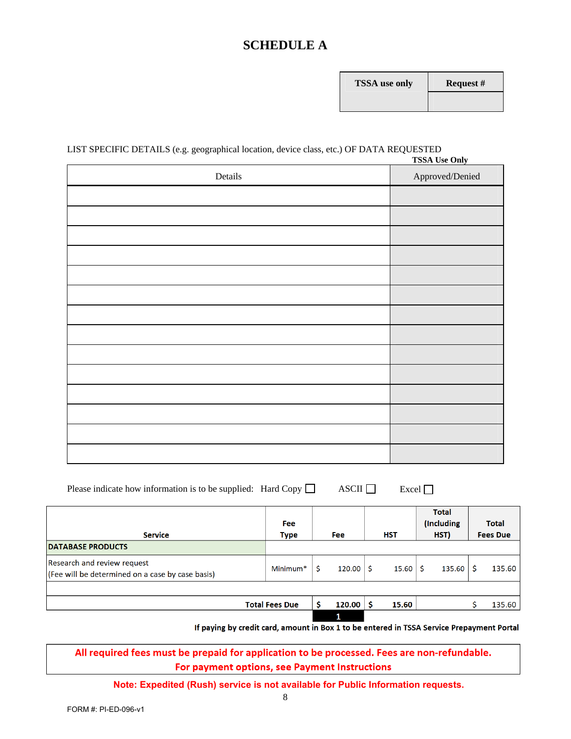# SCHEDULE A

| TSSA use only | Request # |
|---|---|
| | |

LIST SPECIFIC DETAILS (e.g. geographical location, device class, etc.) OF DATA REQUESTED

**TSSA Use Only**

| Details | Approved/Denied |
|---|---|
| | |
| | |
| | |
| | |
| | |
| | |
| | |
| | |
| | |
| | |
| | |
| | |
| | |
| | |

Please indicate how information is to be supplied: Hard Copy ☐ ASCII ☐ Excel ☐

| Service | Fee Type | Fee | HST | Total (Including HST) | Total Fees Due |
|---|---|---|---|---|---|
| **DATABASE PRODUCTS** | | | | | |
| Research and review request<br>(Fee will be determined on a case by case basis) | Minimum* | $ 120.00 | $ 15.60 | $ 135.60 | $ 135.60 |
| | | | | | |
| **Total Fees Due** | | **$ 120.00** | **$ 15.60** | | $ 135.60 |
| | | **1** | | | |

**If paying by credit card, amount in Box 1 to be entered in TSSA Service Prepayment Portal**

**All required fees must be prepaid for application to be processed. Fees are non-refundable.**
**For payment options, see Payment Instructions**

**Note: Expedited (Rush) service is not available for Public Information requests.**

FORM #: PI-ED-096-v1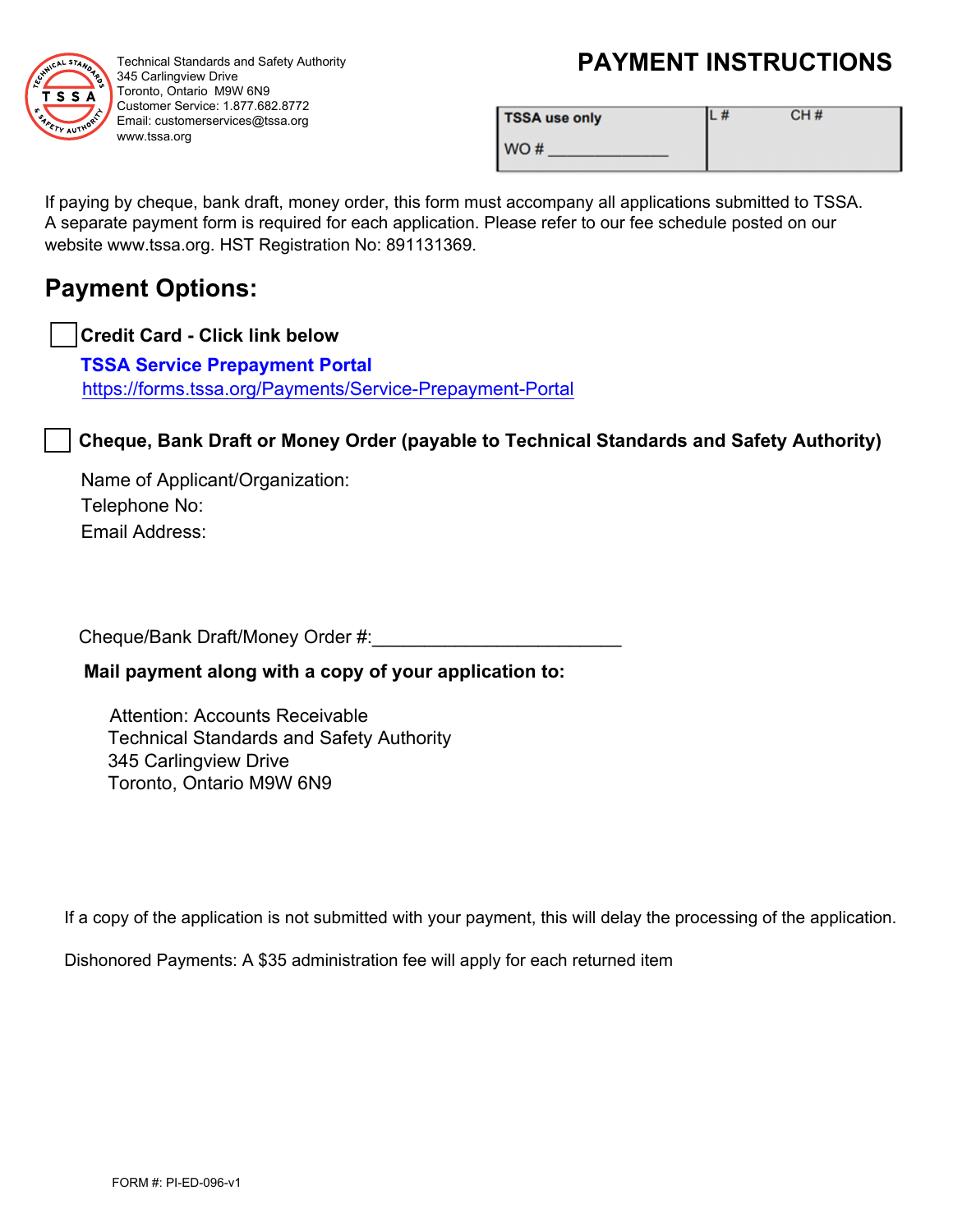Technical Standards and Safety Authority
345 Carlingview Drive
Toronto, Ontario M9W 6N9
Customer Service: 1.877.682.8772
Email: customerservices@tssa.org
www.tssa.org

# PAYMENT INSTRUCTIONS

| TSSA use only | L # | CH # |
|---|---|---|
| WO # ______________ | | |

If paying by cheque, bank draft, money order, this form must accompany all applications submitted to TSSA. A separate payment form is required for each application. Please refer to our fee schedule posted on our website www.tssa.org. HST Registration No: 891131369.

## Payment Options:

☐ **Credit Card - Click link below**

**TSSA Service Prepayment Portal**
https://forms.tssa.org/Payments/Service-Prepayment-Portal

☐ **Cheque, Bank Draft or Money Order (payable to Technical Standards and Safety Authority)**

Name of Applicant/Organization:
Telephone No:
Email Address:

Cheque/Bank Draft/Money Order #:________________________

**Mail payment along with a copy of your application to:**

Attention: Accounts Receivable
Technical Standards and Safety Authority
345 Carlingview Drive
Toronto, Ontario M9W 6N9

If a copy of the application is not submitted with your payment, this will delay the processing of the application.

Dishonored Payments: A $35 administration fee will apply for each returned item

FORM #: PI-ED-096-v1